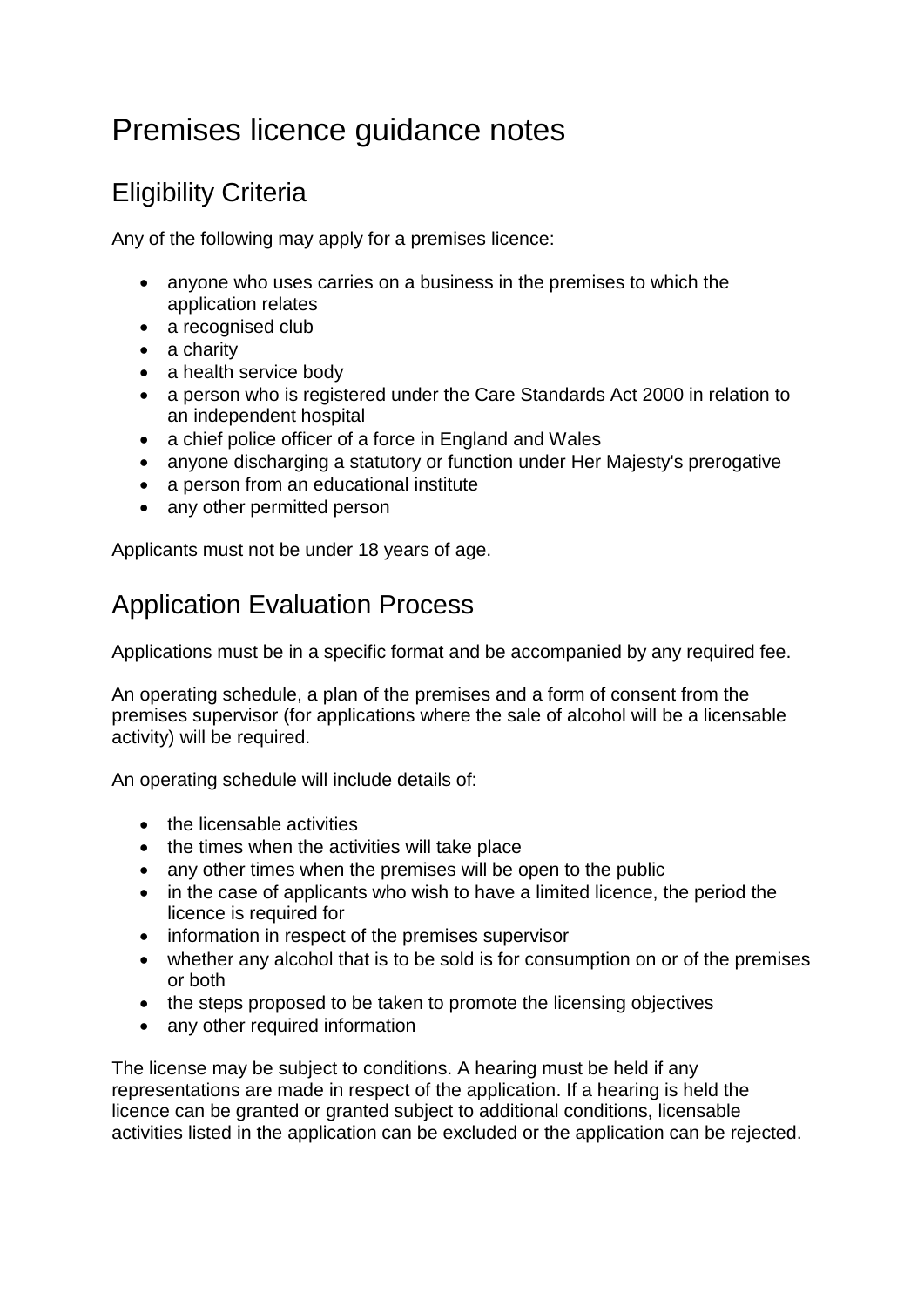# Premises licence guidance notes

## Eligibility Criteria

Any of the following may apply for a premises licence:

- anyone who uses carries on a business in the premises to which the application relates
- a recognised club
- a charity
- a health service body
- a person who is registered under the Care Standards Act 2000 in relation to an independent hospital
- a chief police officer of a force in England and Wales
- anyone discharging a statutory or function under Her Majesty's prerogative
- a person from an educational institute
- any other permitted person

Applicants must not be under 18 years of age.

## Application Evaluation Process

Applications must be in a specific format and be accompanied by any required fee.

An operating schedule, a plan of the premises and a form of consent from the premises supervisor (for applications where the sale of alcohol will be a licensable activity) will be required.

An operating schedule will include details of:

- the licensable activities
- the times when the activities will take place
- any other times when the premises will be open to the public
- in the case of applicants who wish to have a limited licence, the period the licence is required for
- information in respect of the premises supervisor
- whether any alcohol that is to be sold is for consumption on or of the premises or both
- the steps proposed to be taken to promote the licensing objectives
- any other required information

The license may be subject to conditions. A hearing must be held if any representations are made in respect of the application. If a hearing is held the licence can be granted or granted subject to additional conditions, licensable activities listed in the application can be excluded or the application can be rejected.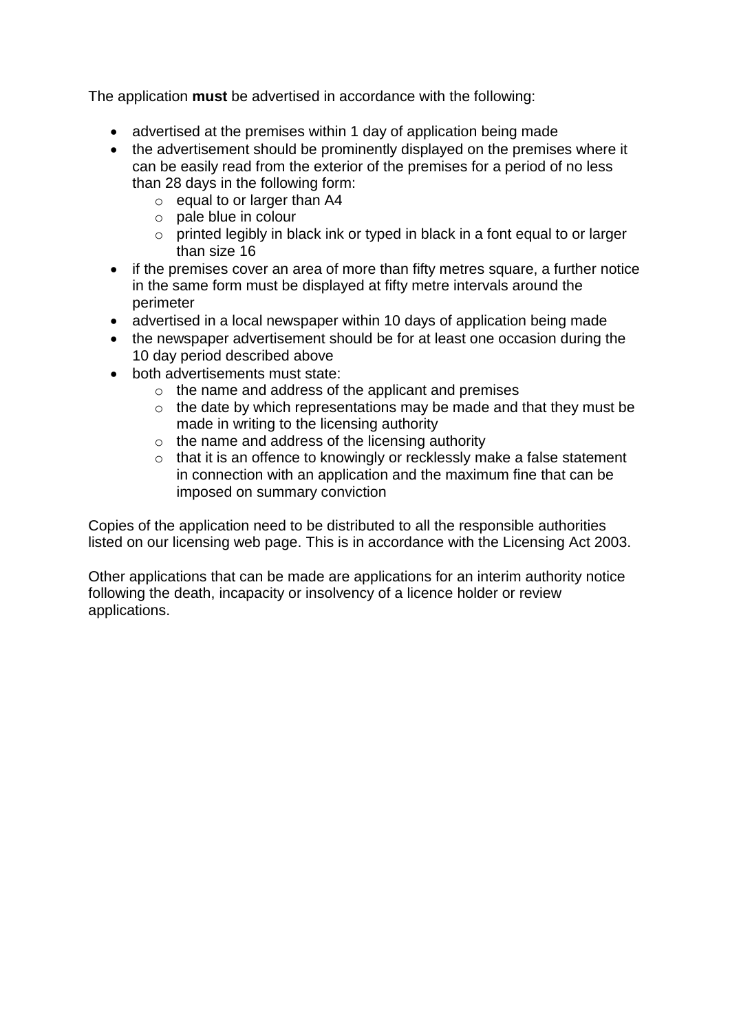The application **must** be advertised in accordance with the following:

- advertised at the premises within 1 day of application being made
- the advertisement should be prominently displayed on the premises where it can be easily read from the exterior of the premises for a period of no less than 28 days in the following form:
    - equal to or larger than A4
    - pale blue in colour
    - printed legibly in black ink or typed in black in a font equal to or larger than size 16
- if the premises cover an area of more than fifty metres square, a further notice in the same form must be displayed at fifty metre intervals around the perimeter
- advertised in a local newspaper within 10 days of application being made
- the newspaper advertisement should be for at least one occasion during the 10 day period described above
- both advertisements must state:
    - the name and address of the applicant and premises
    - the date by which representations may be made and that they must be made in writing to the licensing authority
    - the name and address of the licensing authority
    - that it is an offence to knowingly or recklessly make a false statement in connection with an application and the maximum fine that can be imposed on summary conviction

Copies of the application need to be distributed to all the responsible authorities listed on our licensing web page. This is in accordance with the Licensing Act 2003.

Other applications that can be made are applications for an interim authority notice following the death, incapacity or insolvency of a licence holder or review applications.